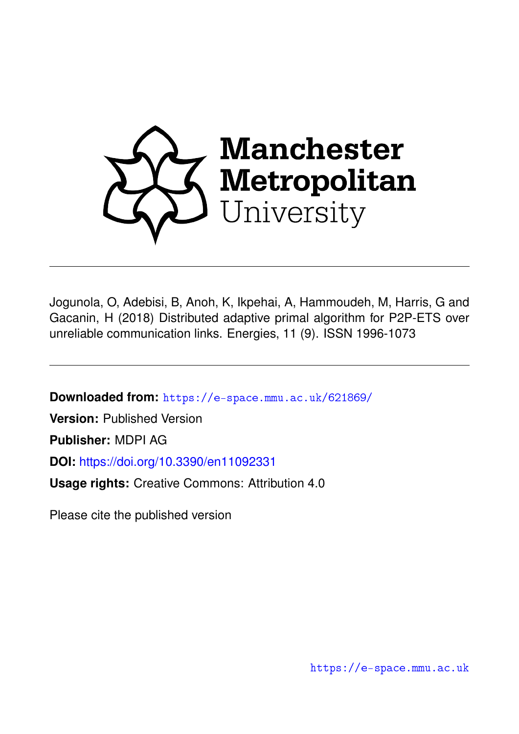Jogunola, O, Adebisi, B, Anoh, K, Ikpehai, A, Hammoudeh, M, Harris, G and Gacanin, H (2018) Distributed adaptive primal algorithm for P2P-ETS over unreliable communication links. Energies, 11 (9). ISSN 1996-1073

---

**Downloaded from:** https://e-space.mmu.ac.uk/621869/

**Version:** Published Version

**Publisher:** MDPI AG

**DOI:** https://doi.org/10.3390/en11092331

**Usage rights:** Creative Commons: Attribution 4.0

Please cite the published version

https://e-space.mmu.ac.uk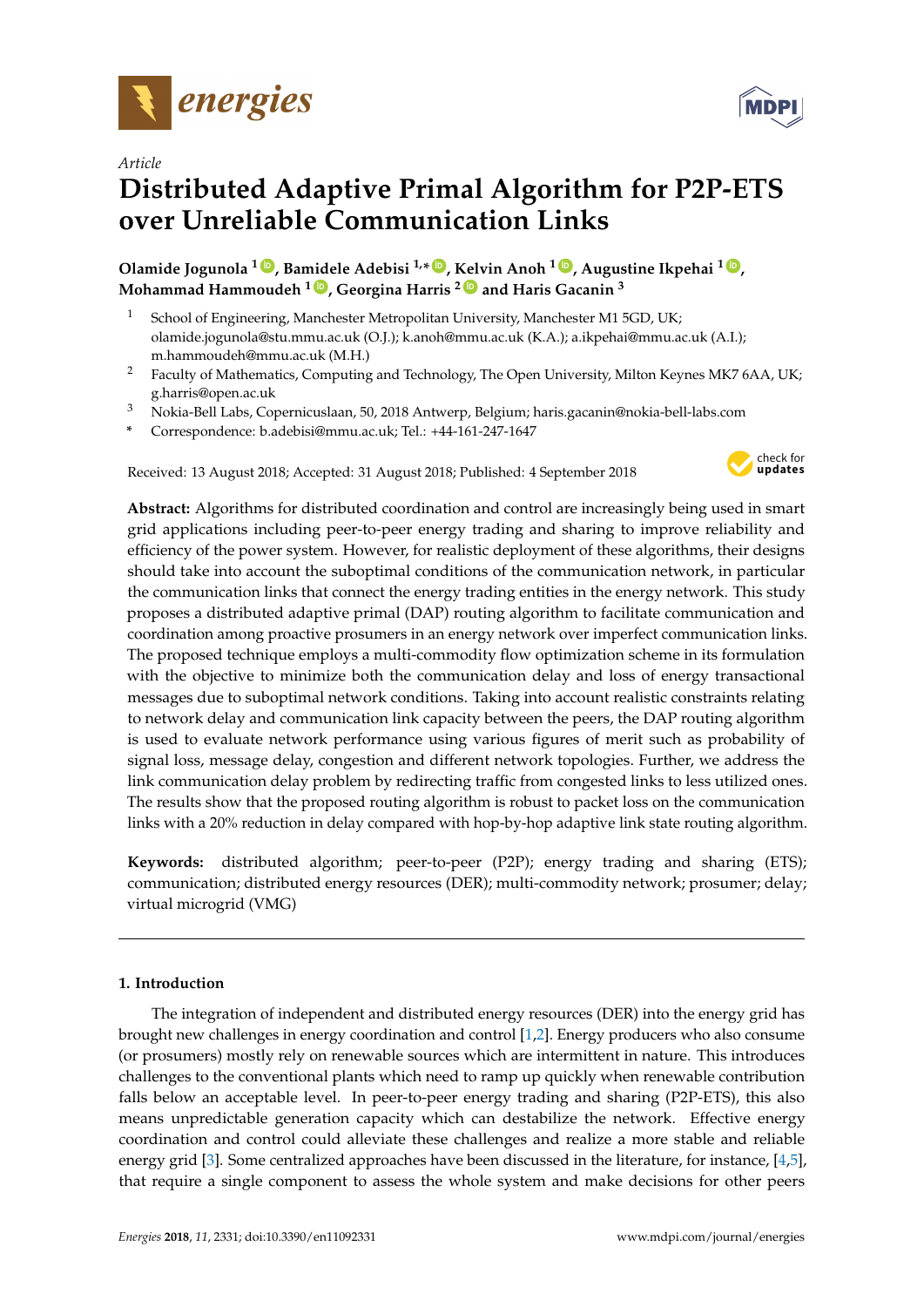Article

# Distributed Adaptive Primal Algorithm for P2P-ETS over Unreliable Communication Links

**Olamide Jogunola [1], Bamidele Adebisi [1,*], Kelvin Anoh [1], Augustine Ikpehai [1], Mohammad Hammoudeh [1], Georgina Harris [2] and Haris Gacanin [3]**

[1] School of Engineering, Manchester Metropolitan University, Manchester M1 5GD, UK; olamide.jogunola@stu.mmu.ac.uk (O.J.); k.anoh@mmu.ac.uk (K.A.); a.ikpehai@mmu.ac.uk (A.I.); m.hammoudeh@mmu.ac.uk (M.H.)

[2] Faculty of Mathematics, Computing and Technology, The Open University, Milton Keynes MK7 6AA, UK; g.harris@open.ac.uk

[3] Nokia-Bell Labs, Copernicuslaan, 50, 2018 Antwerp, Belgium; haris.gacanin@nokia-bell-labs.com

\* Correspondence: b.adebisi@mmu.ac.uk; Tel.: +44-161-247-1647

Received: 13 August 2018; Accepted: 31 August 2018; Published: 4 September 2018

**Abstract:** Algorithms for distributed coordination and control are increasingly being used in smart grid applications including peer-to-peer energy trading and sharing to improve reliability and efficiency of the power system. However, for realistic deployment of these algorithms, their designs should take into account the suboptimal conditions of the communication network, in particular the communication links that connect the energy trading entities in the energy network. This study proposes a distributed adaptive primal (DAP) routing algorithm to facilitate communication and coordination among proactive prosumers in an energy network over imperfect communication links. The proposed technique employs a multi-commodity flow optimization scheme in its formulation with the objective to minimize both the communication delay and loss of energy transactional messages due to suboptimal network conditions. Taking into account realistic constraints relating to network delay and communication link capacity between the peers, the DAP routing algorithm is used to evaluate network performance using various figures of merit such as probability of signal loss, message delay, congestion and different network topologies. Further, we address the link communication delay problem by redirecting traffic from congested links to less utilized ones. The results show that the proposed routing algorithm is robust to packet loss on the communication links with a 20% reduction in delay compared with hop-by-hop adaptive link state routing algorithm.

**Keywords:** distributed algorithm; peer-to-peer (P2P); energy trading and sharing (ETS); communication; distributed energy resources (DER); multi-commodity network; prosumer; delay; virtual microgrid (VMG)

## 1. Introduction

The integration of independent and distributed energy resources (DER) into the energy grid has brought new challenges in energy coordination and control [1,2]. Energy producers who also consume (or prosumers) mostly rely on renewable sources which are intermittent in nature. This introduces challenges to the conventional plants which need to ramp up quickly when renewable contribution falls below an acceptable level. In peer-to-peer energy trading and sharing (P2P-ETS), this also means unpredictable generation capacity which can destabilize the network. Effective energy coordination and control could alleviate these challenges and realize a more stable and reliable energy grid [3]. Some centralized approaches have been discussed in the literature, for instance, [4,5], that require a single component to assess the whole system and make decisions for other peers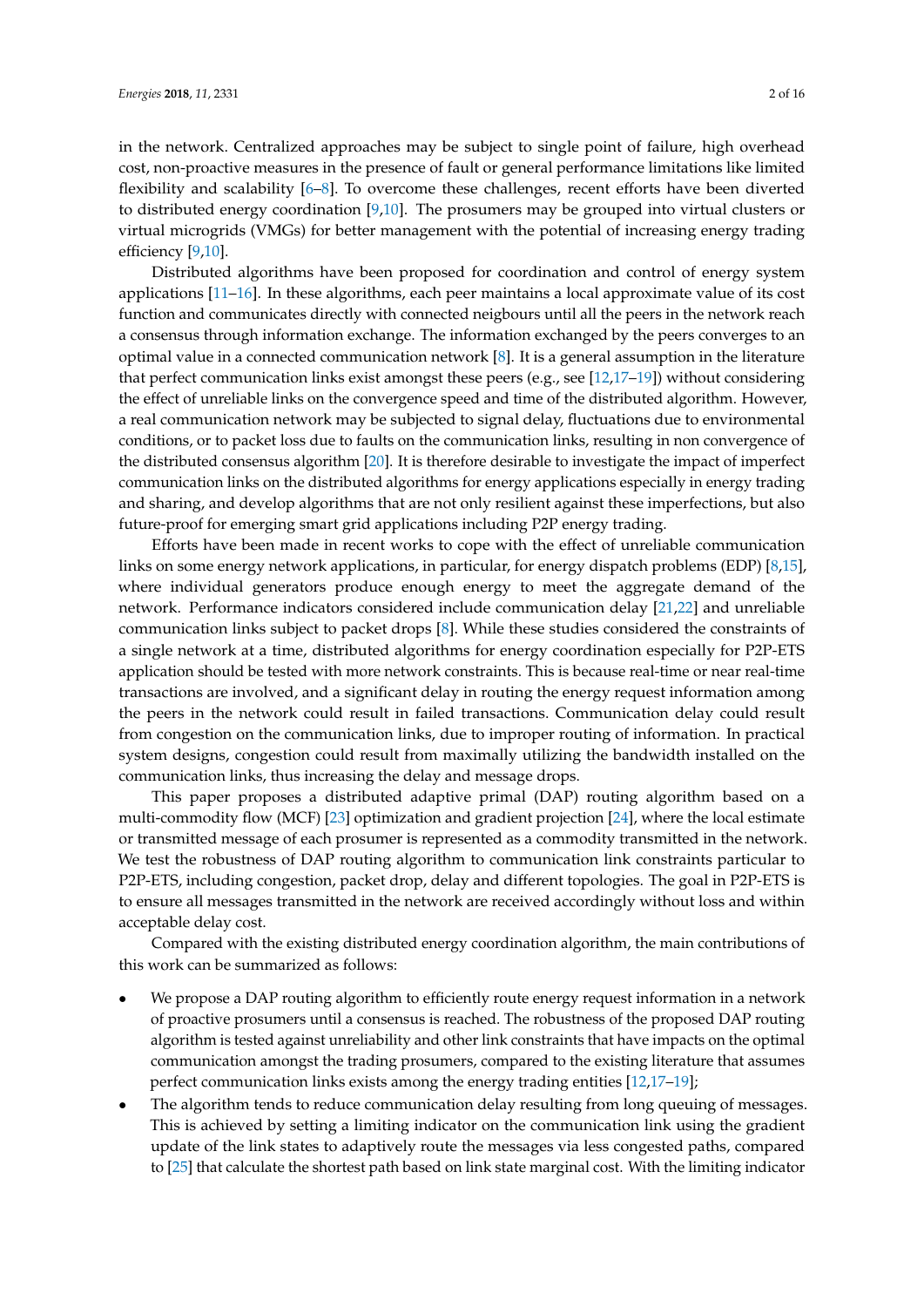in the network. Centralized approaches may be subject to single point of failure, high overhead cost, non-proactive measures in the presence of fault or general performance limitations like limited flexibility and scalability [6–8]. To overcome these challenges, recent efforts have been diverted to distributed energy coordination [9,10]. The prosumers may be grouped into virtual clusters or virtual microgrids (VMGs) for better management with the potential of increasing energy trading efficiency [9,10].

Distributed algorithms have been proposed for coordination and control of energy system applications [11–16]. In these algorithms, each peer maintains a local approximate value of its cost function and communicates directly with connected neigbours until all the peers in the network reach a consensus through information exchange. The information exchanged by the peers converges to an optimal value in a connected communication network [8]. It is a general assumption in the literature that perfect communication links exist amongst these peers (e.g., see [12,17–19]) without considering the effect of unreliable links on the convergence speed and time of the distributed algorithm. However, a real communication network may be subjected to signal delay, fluctuations due to environmental conditions, or to packet loss due to faults on the communication links, resulting in non convergence of the distributed consensus algorithm [20]. It is therefore desirable to investigate the impact of imperfect communication links on the distributed algorithms for energy applications especially in energy trading and sharing, and develop algorithms that are not only resilient against these imperfections, but also future-proof for emerging smart grid applications including P2P energy trading.

Efforts have been made in recent works to cope with the effect of unreliable communication links on some energy network applications, in particular, for energy dispatch problems (EDP) [8,15], where individual generators produce enough energy to meet the aggregate demand of the network. Performance indicators considered include communication delay [21,22] and unreliable communication links subject to packet drops [8]. While these studies considered the constraints of a single network at a time, distributed algorithms for energy coordination especially for P2P-ETS application should be tested with more network constraints. This is because real-time or near real-time transactions are involved, and a significant delay in routing the energy request information among the peers in the network could result in failed transactions. Communication delay could result from congestion on the communication links, due to improper routing of information. In practical system designs, congestion could result from maximally utilizing the bandwidth installed on the communication links, thus increasing the delay and message drops.

This paper proposes a distributed adaptive primal (DAP) routing algorithm based on a multi-commodity flow (MCF) [23] optimization and gradient projection [24], where the local estimate or transmitted message of each prosumer is represented as a commodity transmitted in the network. We test the robustness of DAP routing algorithm to communication link constraints particular to P2P-ETS, including congestion, packet drop, delay and different topologies. The goal in P2P-ETS is to ensure all messages transmitted in the network are received accordingly without loss and within acceptable delay cost.

Compared with the existing distributed energy coordination algorithm, the main contributions of this work can be summarized as follows:

- We propose a DAP routing algorithm to efficiently route energy request information in a network of proactive prosumers until a consensus is reached. The robustness of the proposed DAP routing algorithm is tested against unreliability and other link constraints that have impacts on the optimal communication amongst the trading prosumers, compared to the existing literature that assumes perfect communication links exists among the energy trading entities [12,17–19];
- The algorithm tends to reduce communication delay resulting from long queuing of messages. This is achieved by setting a limiting indicator on the communication link using the gradient update of the link states to adaptively route the messages via less congested paths, compared to [25] that calculate the shortest path based on link state marginal cost. With the limiting indicator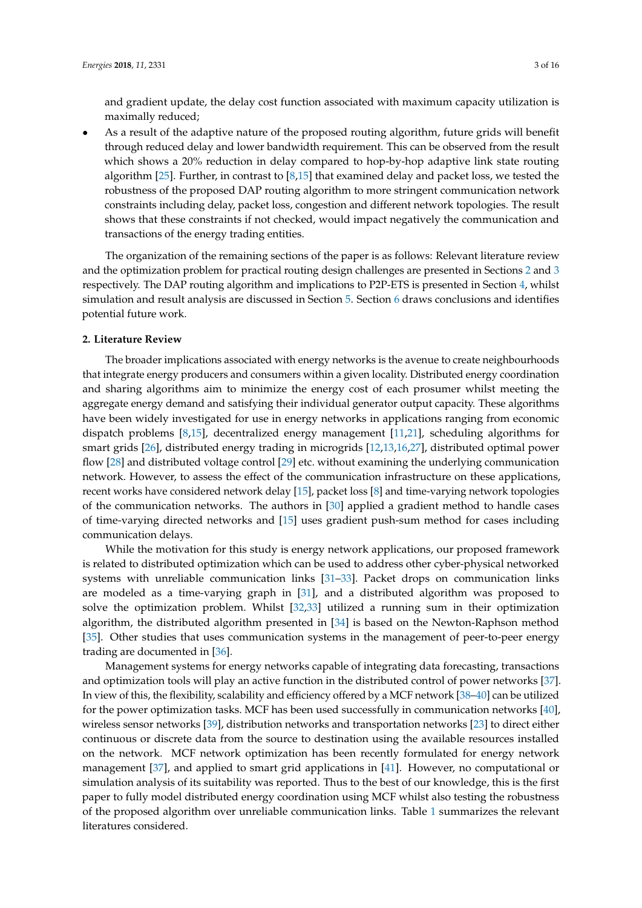and gradient update, the delay cost function associated with maximum capacity utilization is maximally reduced;

- As a result of the adaptive nature of the proposed routing algorithm, future grids will benefit through reduced delay and lower bandwidth requirement. This can be observed from the result which shows a 20% reduction in delay compared to hop-by-hop adaptive link state routing algorithm [25]. Further, in contrast to [8,15] that examined delay and packet loss, we tested the robustness of the proposed DAP routing algorithm to more stringent communication network constraints including delay, packet loss, congestion and different network topologies. The result shows that these constraints if not checked, would impact negatively the communication and transactions of the energy trading entities.

The organization of the remaining sections of the paper is as follows: Relevant literature review and the optimization problem for practical routing design challenges are presented in Sections 2 and 3 respectively. The DAP routing algorithm and implications to P2P-ETS is presented in Section 4, whilst simulation and result analysis are discussed in Section 5. Section 6 draws conclusions and identifies potential future work.

## 2. Literature Review

The broader implications associated with energy networks is the avenue to create neighbourhoods that integrate energy producers and consumers within a given locality. Distributed energy coordination and sharing algorithms aim to minimize the energy cost of each prosumer whilst meeting the aggregate energy demand and satisfying their individual generator output capacity. These algorithms have been widely investigated for use in energy networks in applications ranging from economic dispatch problems [8,15], decentralized energy management [11,21], scheduling algorithms for smart grids [26], distributed energy trading in microgrids [12,13,16,27], distributed optimal power flow [28] and distributed voltage control [29] etc. without examining the underlying communication network. However, to assess the effect of the communication infrastructure on these applications, recent works have considered network delay [15], packet loss [8] and time-varying network topologies of the communication networks. The authors in [30] applied a gradient method to handle cases of time-varying directed networks and [15] uses gradient push-sum method for cases including communication delays.

While the motivation for this study is energy network applications, our proposed framework is related to distributed optimization which can be used to address other cyber-physical networked systems with unreliable communication links [31–33]. Packet drops on communication links are modeled as a time-varying graph in [31], and a distributed algorithm was proposed to solve the optimization problem. Whilst [32,33] utilized a running sum in their optimization algorithm, the distributed algorithm presented in [34] is based on the Newton-Raphson method [35]. Other studies that uses communication systems in the management of peer-to-peer energy trading are documented in [36].

Management systems for energy networks capable of integrating data forecasting, transactions and optimization tools will play an active function in the distributed control of power networks [37]. In view of this, the flexibility, scalability and efficiency offered by a MCF network [38–40] can be utilized for the power optimization tasks. MCF has been used successfully in communication networks [40], wireless sensor networks [39], distribution networks and transportation networks [23] to direct either continuous or discrete data from the source to destination using the available resources installed on the network. MCF network optimization has been recently formulated for energy network management [37], and applied to smart grid applications in [41]. However, no computational or simulation analysis of its suitability was reported. Thus to the best of our knowledge, this is the first paper to fully model distributed energy coordination using MCF whilst also testing the robustness of the proposed algorithm over unreliable communication links. Table 1 summarizes the relevant literatures considered.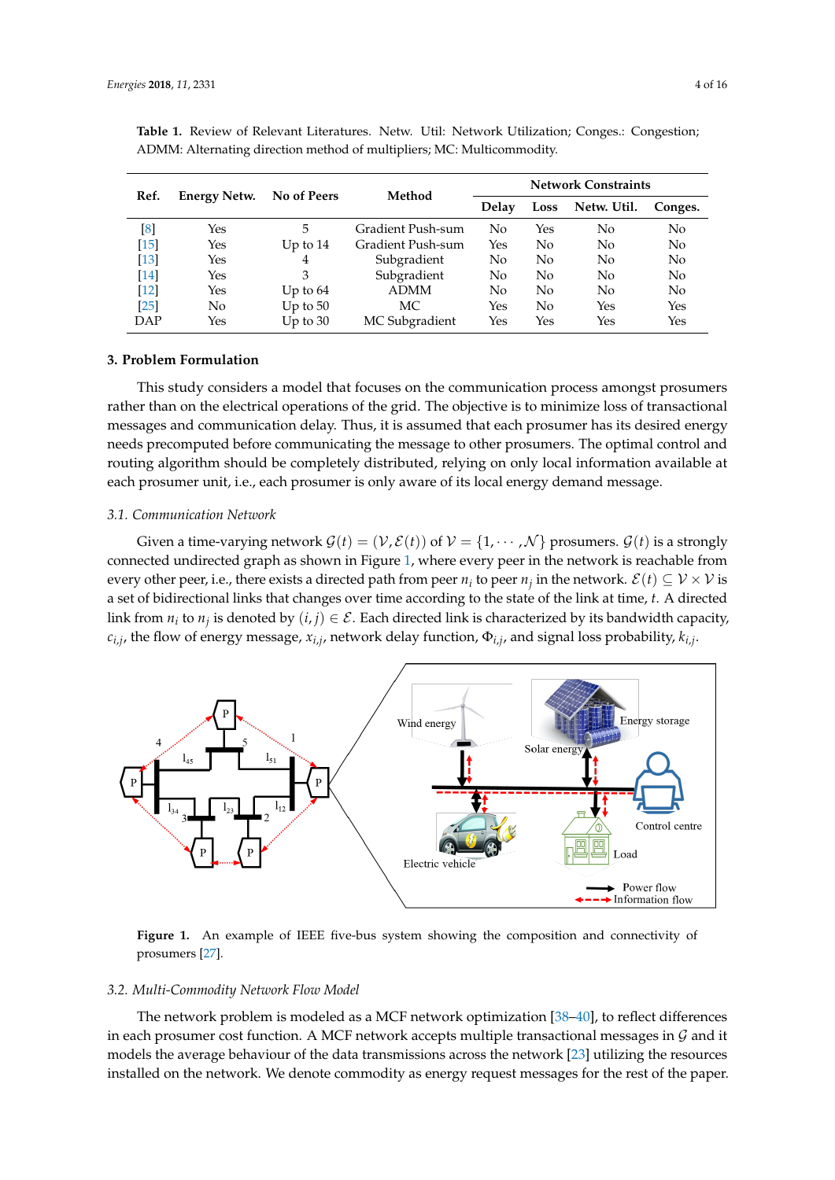**Table 1.** Review of Relevant Literatures. Netw. Util: Network Utilization; Conges.: Congestion; ADMM: Alternating direction method of multipliers; MC: Multicommodity.

| Ref. | Energy Netw. | No of Peers | Method | Network Constraints | | | |
|---|---|---|---|---|---|---|---|
| | | | | Delay | Loss | Netw. Util. | Conges. |
| [8] | Yes | 5 | Gradient Push-sum | No | Yes | No | No |
| [15] | Yes | Up to 14 | Gradient Push-sum | Yes | No | No | No |
| [13] | Yes | 4 | Subgradient | No | No | No | No |
| [14] | Yes | 3 | Subgradient | No | No | No | No |
| [12] | Yes | Up to 64 | ADMM | No | No | No | No |
| [25] | No | Up to 50 | MC | Yes | No | Yes | Yes |
| DAP | Yes | Up to 30 | MC Subgradient | Yes | Yes | Yes | Yes |

## 3. Problem Formulation

This study considers a model that focuses on the communication process amongst prosumers rather than on the electrical operations of the grid. The objective is to minimize loss of transactional messages and communication delay. Thus, it is assumed that each prosumer has its desired energy needs precomputed before communicating the message to other prosumers. The optimal control and routing algorithm should be completely distributed, relying on only local information available at each prosumer unit, i.e., each prosumer is only aware of its local energy demand message.

### *3.1. Communication Network*

Given a time-varying network $\mathcal{G}(t) = (\mathcal{V}, \mathcal{E}(t))$ of $\mathcal{V} = \{1, \cdots, \mathcal{N}\}$ prosumers. $\mathcal{G}(t)$ is a strongly connected undirected graph as shown in Figure 1, where every peer in the network is reachable from every other peer, i.e., there exists a directed path from peer $n_i$ to peer $n_j$ in the network. $\mathcal{E}(t) \subseteq \mathcal{V} \times \mathcal{V}$ is a set of bidirectional links that changes over time according to the state of the link at time, $t$. A directed link from $n_i$ to $n_j$ is denoted by $(i, j) \in \mathcal{E}$. Each directed link is characterized by its bandwidth capacity, $c_{i,j}$, the flow of energy message, $x_{i,j}$, network delay function, $\Phi_{i,j}$, and signal loss probability, $k_{i,j}$.

**Figure 1.** An example of IEEE five-bus system showing the composition and connectivity of prosumers [27].

### *3.2. Multi-Commodity Network Flow Model*

The network problem is modeled as a MCF network optimization [38–40], to reflect differences in each prosumer cost function. A MCF network accepts multiple transactional messages in $\mathcal{G}$ and it models the average behaviour of the data transmissions across the network [23] utilizing the resources installed on the network. We denote commodity as energy request messages for the rest of the paper.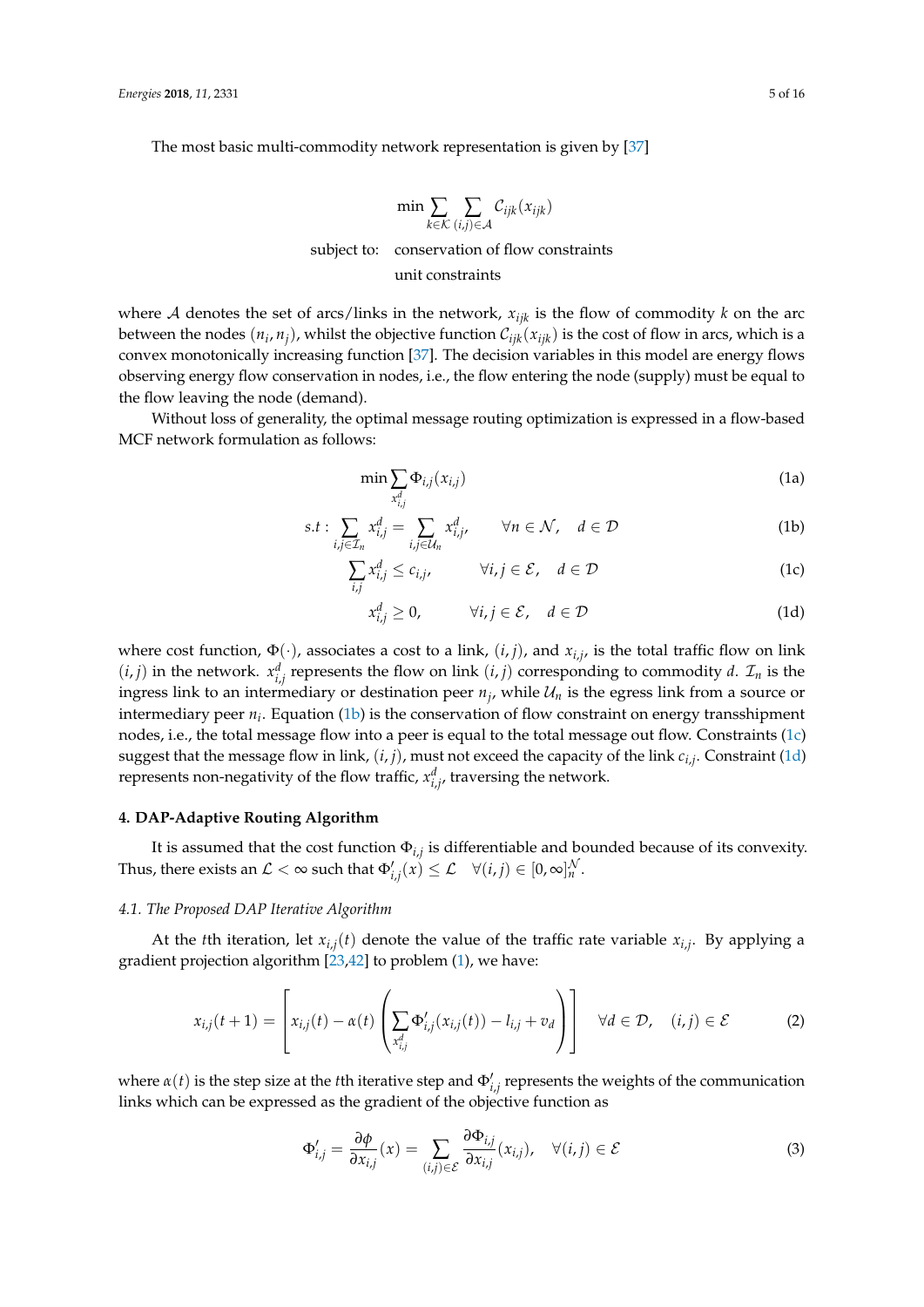The most basic multi-commodity network representation is given by [37]

$$\min \sum_{k \in \mathcal{K}} \sum_{(i,j) \in \mathcal{A}} \mathcal{C}_{ijk}(x_{ijk})$$

subject to: conservation of flow constraints
unit constraints

where $\mathcal{A}$ denotes the set of arcs/links in the network, $x_{ijk}$ is the flow of commodity $k$ on the arc between the nodes $(n_i, n_j)$, whilst the objective function $\mathcal{C}_{ijk}(x_{ijk})$ is the cost of flow in arcs, which is a convex monotonically increasing function [37]. The decision variables in this model are energy flows observing energy flow conservation in nodes, i.e., the flow entering the node (supply) must be equal to the flow leaving the node (demand).

Without loss of generality, the optimal message routing optimization is expressed in a flow-based MCF network formulation as follows:

$$\min_{x_{i,j}^d} \sum \Phi_{i,j}(x_{i,j}) \tag{1a}$$

$$s.t: \sum_{i,j \in \mathcal{I}_n} x_{i,j}^d = \sum_{i,j \in \mathcal{U}_n} x_{i,j}^d, \qquad \forall n \in \mathcal{N}, \quad d \in \mathcal{D} \tag{1b}$$

$$\sum_{i,j} x_{i,j}^d \leq c_{i,j}, \qquad \forall i,j \in \mathcal{E}, \quad d \in \mathcal{D} \tag{1c}$$

$$x_{i,j}^d \geq 0, \qquad \forall i,j \in \mathcal{E}, \quad d \in \mathcal{D} \tag{1d}$$

where cost function, $\Phi(\cdot)$, associates a cost to a link, $(i,j)$, and $x_{i,j}$, is the total traffic flow on link $(i,j)$ in the network. $x_{i,j}^d$ represents the flow on link $(i,j)$ corresponding to commodity $d$. $\mathcal{I}_n$ is the ingress link to an intermediary or destination peer $n_j$, while $\mathcal{U}_n$ is the egress link from a source or intermediary peer $n_i$. Equation (1b) is the conservation of flow constraint on energy transshipment nodes, i.e., the total message flow into a peer is equal to the total message out flow. Constraints (1c) suggest that the message flow in link, $(i,j)$, must not exceed the capacity of the link $c_{i,j}$. Constraint (1d) represents non-negativity of the flow traffic, $x_{i,j}^d$, traversing the network.

## 4. DAP-Adaptive Routing Algorithm

It is assumed that the cost function $\Phi_{i,j}$ is differentiable and bounded because of its convexity. Thus, there exists an $\mathcal{L} < \infty$ such that $\Phi'_{i,j}(x) \leq \mathcal{L} \quad \forall (i,j) \in [0, \infty]_n^{\mathcal{N}}$.

### *4.1. The Proposed DAP Iterative Algorithm*

At the $t$th iteration, let $x_{i,j}(t)$ denote the value of the traffic rate variable $x_{i,j}$. By applying a gradient projection algorithm [23,42] to problem (1), we have:

$$x_{i,j}(t+1) = \left[ x_{i,j}(t) - \alpha(t) \left( \sum_{x_{i,j}^d} \Phi'_{i,j}(x_{i,j}(t)) - l_{i,j} + v_d \right) \right] \quad \forall d \in \mathcal{D}, \quad (i,j) \in \mathcal{E} \tag{2}$$

where $\alpha(t)$ is the step size at the $t$th iterative step and $\Phi'_{i,j}$ represents the weights of the communication links which can be expressed as the gradient of the objective function as

$$\Phi'_{i,j} = \frac{\partial \phi}{\partial x_{i,j}}(x) = \sum_{(i,j) \in \mathcal{E}} \frac{\partial \Phi_{i,j}}{\partial x_{i,j}}(x_{i,j}), \quad \forall (i,j) \in \mathcal{E} \tag{3}$$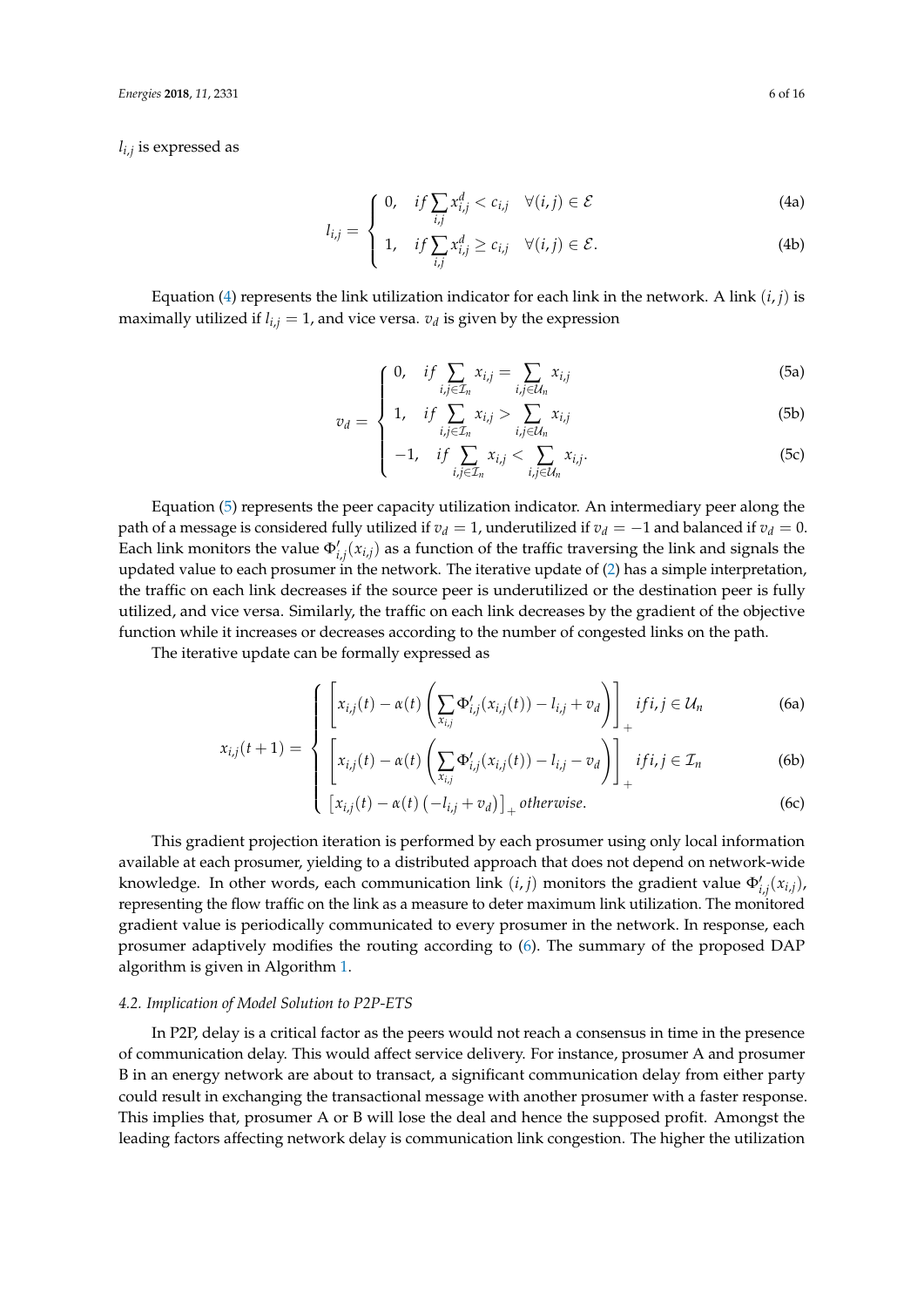$l_{i,j}$ is expressed as

$$
l_{i,j} = \begin{cases} 0, & if \sum_{i,j} x^d_{i,j} < c_{i,j} \quad \forall (i,j) \in \mathcal{E} & \text{(4a)} \\ 1, & if \sum_{i,j} x^d_{i,j} \geq c_{i,j} \quad \forall (i,j) \in \mathcal{E}. & \text{(4b)} \end{cases}
$$

Equation (4) represents the link utilization indicator for each link in the network. A link $(i,j)$ is maximally utilized if $l_{i,j} = 1$, and vice versa. $v_d$ is given by the expression

$$
v_d = \begin{cases} 0, & if \sum_{i,j \in \mathcal{I}_n} x_{i,j} = \sum_{i,j \in \mathcal{U}_n} x_{i,j} & \text{(5a)} \\ 1, & if \sum_{i,j \in \mathcal{I}_n} x_{i,j} > \sum_{i,j \in \mathcal{U}_n} x_{i,j} & \text{(5b)} \\ -1, & if \sum_{i,j \in \mathcal{I}_n} x_{i,j} < \sum_{i,j \in \mathcal{U}_n} x_{i,j}. & \text{(5c)} \end{cases}
$$

Equation (5) represents the peer capacity utilization indicator. An intermediary peer along the path of a message is considered fully utilized if $v_d = 1$, underutilized if $v_d = -1$ and balanced if $v_d = 0$. Each link monitors the value $\Phi'_{i,j}(x_{i,j})$ as a function of the traffic traversing the link and signals the updated value to each prosumer in the network. The iterative update of (2) has a simple interpretation, the traffic on each link decreases if the source peer is underutilized or the destination peer is fully utilized, and vice versa. Similarly, the traffic on each link decreases by the gradient of the objective function while it increases or decreases according to the number of congested links on the path.

The iterative update can be formally expressed as

$$
x_{i,j}(t+1) = \begin{cases} \left[ x_{i,j}(t) - \alpha(t) \left( \sum_{x_{i,j}} \Phi'_{i,j}(x_{i,j}(t)) - l_{i,j} + v_d \right) \right]_+ & if i,j \in \mathcal{U}_n & \text{(6a)} \\ \left[ x_{i,j}(t) - \alpha(t) \left( \sum_{x_{i,j}} \Phi'_{i,j}(x_{i,j}(t)) - l_{i,j} - v_d \right) \right]_+ & if i,j \in \mathcal{I}_n & \text{(6b)} \\ \left[ x_{i,j}(t) - \alpha(t) \left( -l_{i,j} + v_d \right) \right]_+ otherwise. & & \text{(6c)} \end{cases}
$$

This gradient projection iteration is performed by each prosumer using only local information available at each prosumer, yielding to a distributed approach that does not depend on network-wide knowledge. In other words, each communication link $(i,j)$ monitors the gradient value $\Phi'_{i,j}(x_{i,j})$, representing the flow traffic on the link as a measure to deter maximum link utilization. The monitored gradient value is periodically communicated to every prosumer in the network. In response, each prosumer adaptively modifies the routing according to (6). The summary of the proposed DAP algorithm is given in Algorithm 1.

### *4.2. Implication of Model Solution to P2P-ETS*

In P2P, delay is a critical factor as the peers would not reach a consensus in time in the presence of communication delay. This would affect service delivery. For instance, prosumer A and prosumer B in an energy network are about to transact, a significant communication delay from either party could result in exchanging the transactional message with another prosumer with a faster response. This implies that, prosumer A or B will lose the deal and hence the supposed profit. Amongst the leading factors affecting network delay is communication link congestion. The higher the utilization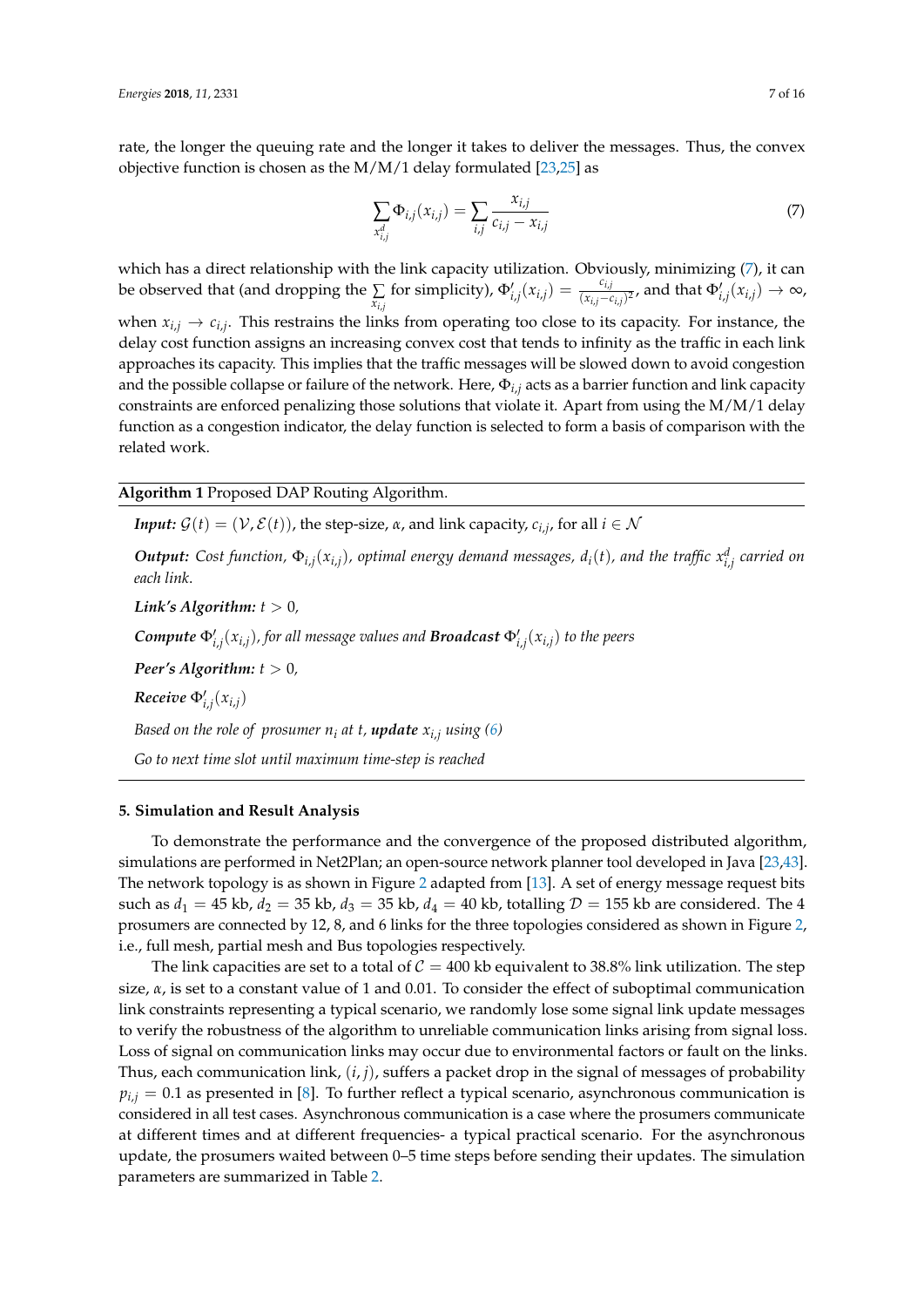rate, the longer the queuing rate and the longer it takes to deliver the messages. Thus, the convex objective function is chosen as the M/M/1 delay formulated [23,25] as

$$\sum_{x_{i,j}^d} \Phi_{i,j}(x_{i,j}) = \sum_{i,j} \frac{x_{i,j}}{c_{i,j} - x_{i,j}} \tag{7}$$

which has a direct relationship with the link capacity utilization. Obviously, minimizing (7), it can be observed that (and dropping the $\sum_{x_{i,j}}$ for simplicity), $\Phi'_{i,j}(x_{i,j}) = \frac{c_{i,j}}{(x_{i,j}-c_{i,j})^2}$, and that $\Phi'_{i,j}(x_{i,j}) \rightarrow \infty$, when $x_{i,j} \rightarrow c_{i,j}$. This restrains the links from operating too close to its capacity. For instance, the delay cost function assigns an increasing convex cost that tends to infinity as the traffic in each link approaches its capacity. This implies that the traffic messages will be slowed down to avoid congestion and the possible collapse or failure of the network. Here, $\Phi_{i,j}$ acts as a barrier function and link capacity constraints are enforced penalizing those solutions that violate it. Apart from using the M/M/1 delay function as a congestion indicator, the delay function is selected to form a basis of comparison with the related work.

---

**Algorithm 1** Proposed DAP Routing Algorithm.

---

***Input:*** $\mathcal{G}(t) = (\mathcal{V}, \mathcal{E}(t))$, the step-size, $\alpha$, and link capacity, $c_{i,j}$, for all $i \in \mathcal{N}$

***Output:*** *Cost function,* $\Phi_{i,j}(x_{i,j})$*, optimal energy demand messages,* $d_i(t)$*, and the traffic* $x_{i,j}^d$ *carried on each link.*

***Link's Algorithm:*** $t > 0$,

***Compute*** $\Phi'_{i,j}(x_{i,j})$*, for all message values and* ***Broadcast*** $\Phi'_{i,j}(x_{i,j})$ *to the peers*

***Peer's Algorithm:*** $t > 0$,

***Receive*** $\Phi'_{i,j}(x_{i,j})$

*Based on the role of prosumer* $n_i$ *at* $t$*,* ***update*** $x_{i,j}$ *using (6)*

*Go to next time slot until maximum time-step is reached*

---

## 5. Simulation and Result Analysis

To demonstrate the performance and the convergence of the proposed distributed algorithm, simulations are performed in Net2Plan; an open-source network planner tool developed in Java [23,43]. The network topology is as shown in Figure 2 adapted from [13]. A set of energy message request bits such as $d_1 = 45$ kb, $d_2 = 35$ kb, $d_3 = 35$ kb, $d_4 = 40$ kb, totalling $\mathcal{D} = 155$ kb are considered. The 4 prosumers are connected by 12, 8, and 6 links for the three topologies considered as shown in Figure 2, i.e., full mesh, partial mesh and Bus topologies respectively.

The link capacities are set to a total of $\mathcal{C} = 400$ kb equivalent to 38.8% link utilization. The step size, $\alpha$, is set to a constant value of 1 and 0.01. To consider the effect of suboptimal communication link constraints representing a typical scenario, we randomly lose some signal link update messages to verify the robustness of the algorithm to unreliable communication links arising from signal loss. Loss of signal on communication links may occur due to environmental factors or fault on the links. Thus, each communication link, $(i, j)$, suffers a packet drop in the signal of messages of probability $p_{i,j} = 0.1$ as presented in [8]. To further reflect a typical scenario, asynchronous communication is considered in all test cases. Asynchronous communication is a case where the prosumers communicate at different times and at different frequencies- a typical practical scenario. For the asynchronous update, the prosumers waited between 0–5 time steps before sending their updates. The simulation parameters are summarized in Table 2.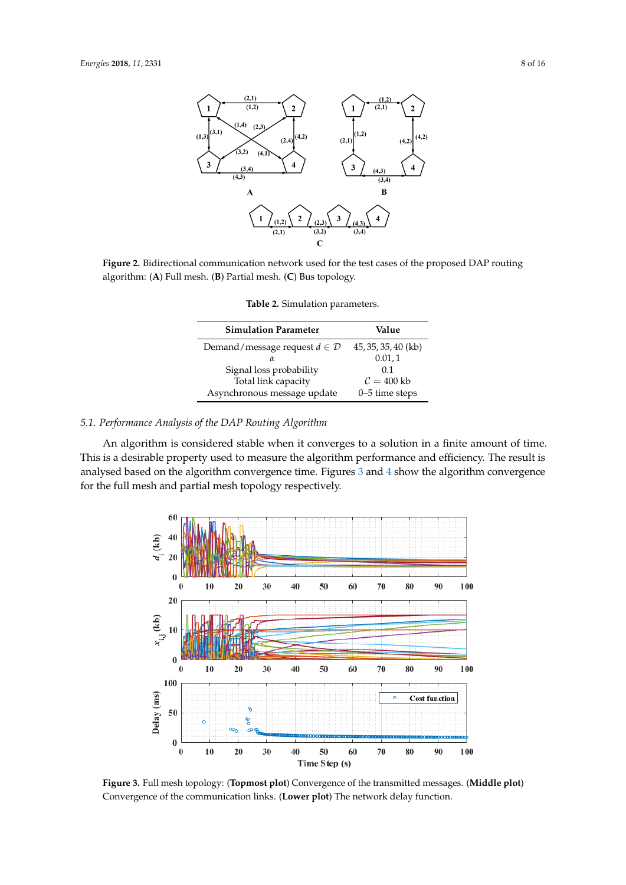Figure 2. Bidirectional communication network used for the test cases of the proposed DAP routing algorithm: (A) Full mesh. (B) Partial mesh. (C) Bus topology.

Table 2. Simulation parameters.

| Simulation Parameter | Value |
| --- | --- |
| Demand/message request $d \in \mathcal{D}$ | $45, 35, 35, 40$ (kb) |
| $\alpha$ | $0.01, 1$ |
| Signal loss probability | 0.1 |
| Total link capacity | $\mathcal{C} = 400$ kb |
| Asynchronous message update | 0–5 time steps |

### *5.1. Performance Analysis of the DAP Routing Algorithm*

An algorithm is considered stable when it converges to a solution in a finite amount of time. This is a desirable property used to measure the algorithm performance and efficiency. The result is analysed based on the algorithm convergence time. Figures 3 and 4 show the algorithm convergence for the full mesh and partial mesh topology respectively.

Figure 3. Full mesh topology: (Topmost plot) Convergence of the transmitted messages. (Middle plot) Convergence of the communication links. (Lower plot) The network delay function.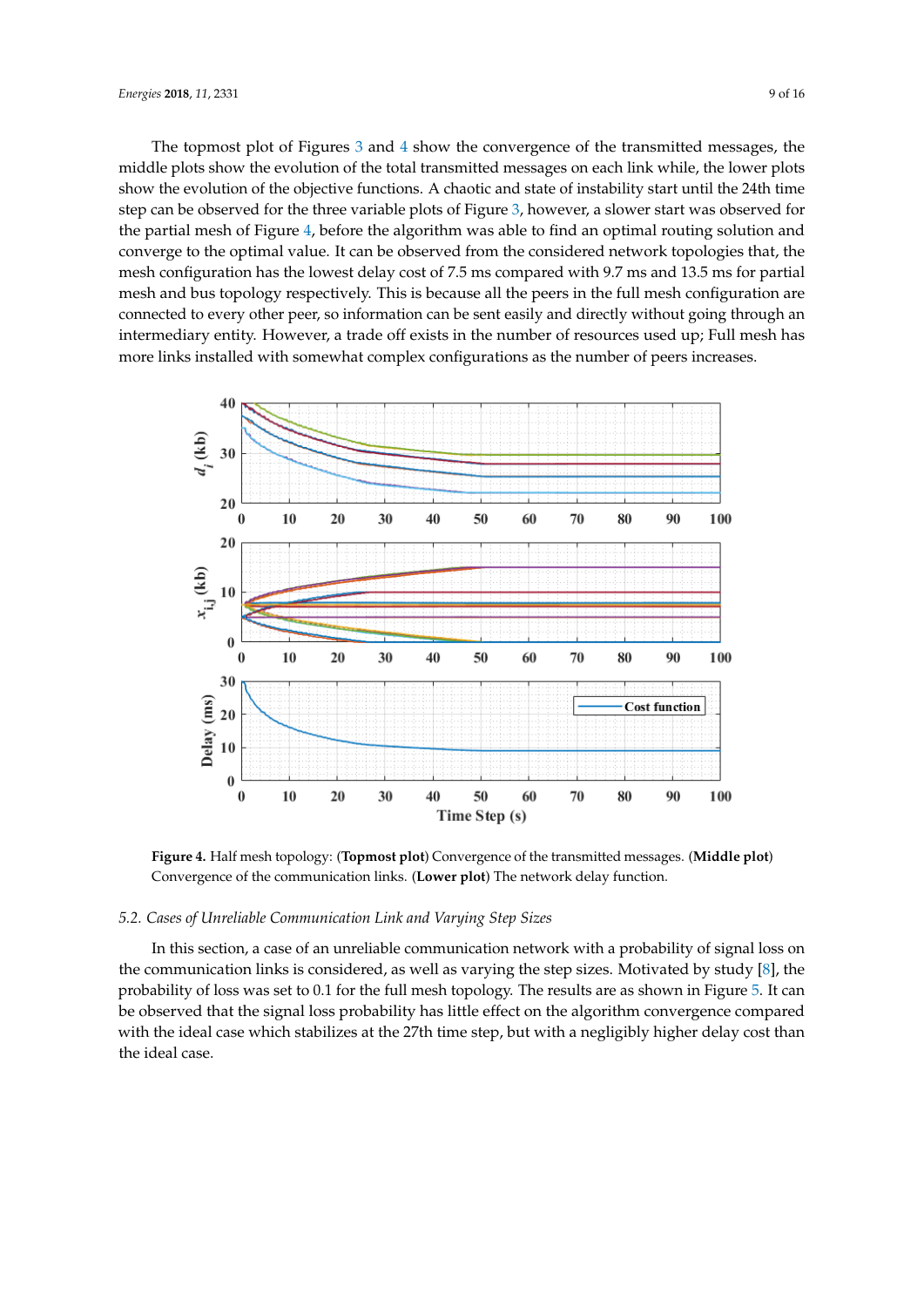The topmost plot of Figures 3 and 4 show the convergence of the transmitted messages, the middle plots show the evolution of the total transmitted messages on each link while, the lower plots show the evolution of the objective functions. A chaotic and state of instability start until the 24th time step can be observed for the three variable plots of Figure 3, however, a slower start was observed for the partial mesh of Figure 4, before the algorithm was able to find an optimal routing solution and converge to the optimal value. It can be observed from the considered network topologies that, the mesh configuration has the lowest delay cost of 7.5 ms compared with 9.7 ms and 13.5 ms for partial mesh and bus topology respectively. This is because all the peers in the full mesh configuration are connected to every other peer, so information can be sent easily and directly without going through an intermediary entity. However, a trade off exists in the number of resources used up; Full mesh has more links installed with somewhat complex configurations as the number of peers increases.

**Figure 4.** Half mesh topology: (**Topmost plot**) Convergence of the transmitted messages. (**Middle plot**) Convergence of the communication links. (**Lower plot**) The network delay function.

### 5.2. Cases of Unreliable Communication Link and Varying Step Sizes

In this section, a case of an unreliable communication network with a probability of signal loss on the communication links is considered, as well as varying the step sizes. Motivated by study [8], the probability of loss was set to 0.1 for the full mesh topology. The results are as shown in Figure 5. It can be observed that the signal loss probability has little effect on the algorithm convergence compared with the ideal case which stabilizes at the 27th time step, but with a negligibly higher delay cost than the ideal case.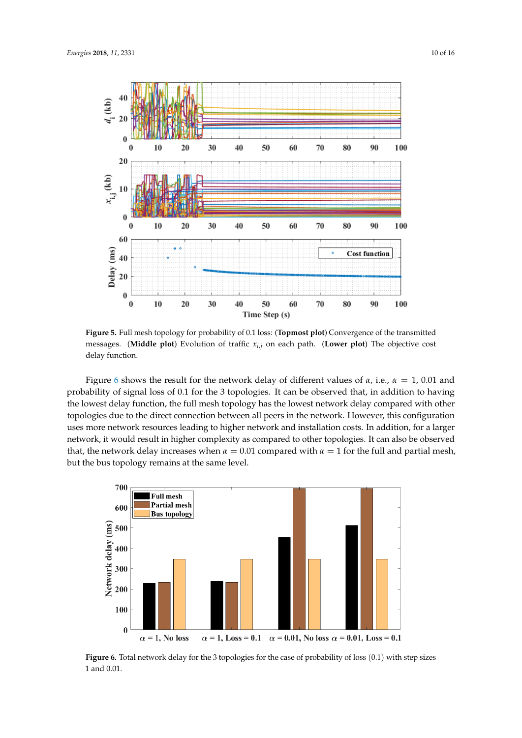**Figure 5.** Full mesh topology for probability of 0.1 loss: (**Topmost plot**) Convergence of the transmitted messages. (**Middle plot**) Evolution of traffic $x_{i,j}$ on each path. (**Lower plot**) The objective cost delay function.

Figure 6 shows the result for the network delay of different values of $\alpha$, i.e., $\alpha = 1$, 0.01 and probability of signal loss of 0.1 for the 3 topologies. It can be observed that, in addition to having the lowest delay function, the full mesh topology has the lowest network delay compared with other topologies due to the direct connection between all peers in the network. However, this configuration uses more network resources leading to higher network and installation costs. In addition, for a larger network, it would result in higher complexity as compared to other topologies. It can also be observed that, the network delay increases when $\alpha = 0.01$ compared with $\alpha = 1$ for the full and partial mesh, but the bus topology remains at the same level.

**Figure 6.** Total network delay for the 3 topologies for the case of probability of loss (0.1) with step sizes 1 and 0.01.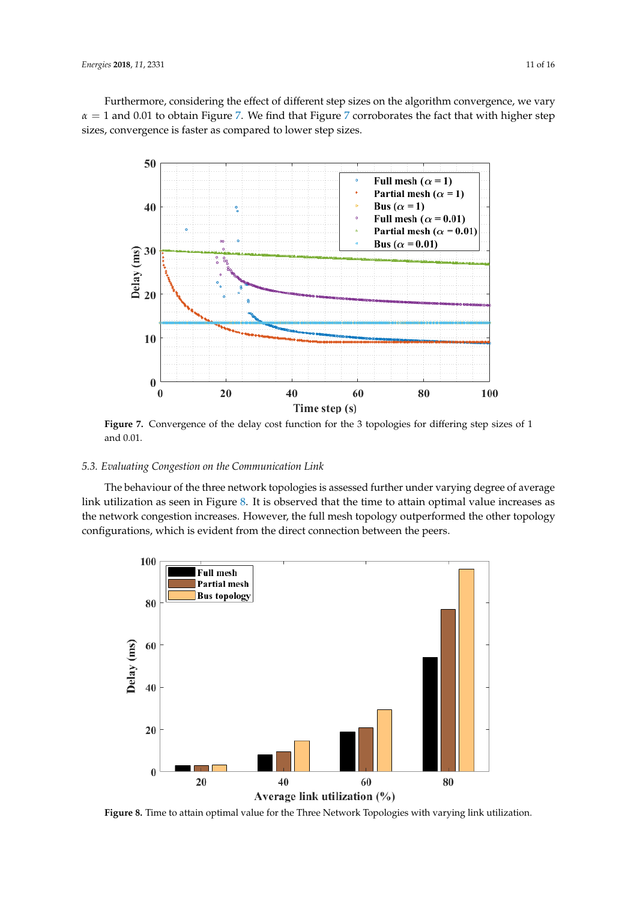Furthermore, considering the effect of different step sizes on the algorithm convergence, we vary $\alpha = 1$ and 0.01 to obtain Figure 7. We find that Figure 7 corroborates the fact that with higher step sizes, convergence is faster as compared to lower step sizes.

**Figure 7.** Convergence of the delay cost function for the 3 topologies for differing step sizes of 1 and 0.01.

### 5.3. Evaluating Congestion on the Communication Link

The behaviour of the three network topologies is assessed further under varying degree of average link utilization as seen in Figure 8. It is observed that the time to attain optimal value increases as the network congestion increases. However, the full mesh topology outperformed the other topology configurations, which is evident from the direct connection between the peers.

**Figure 8.** Time to attain optimal value for the Three Network Topologies with varying link utilization.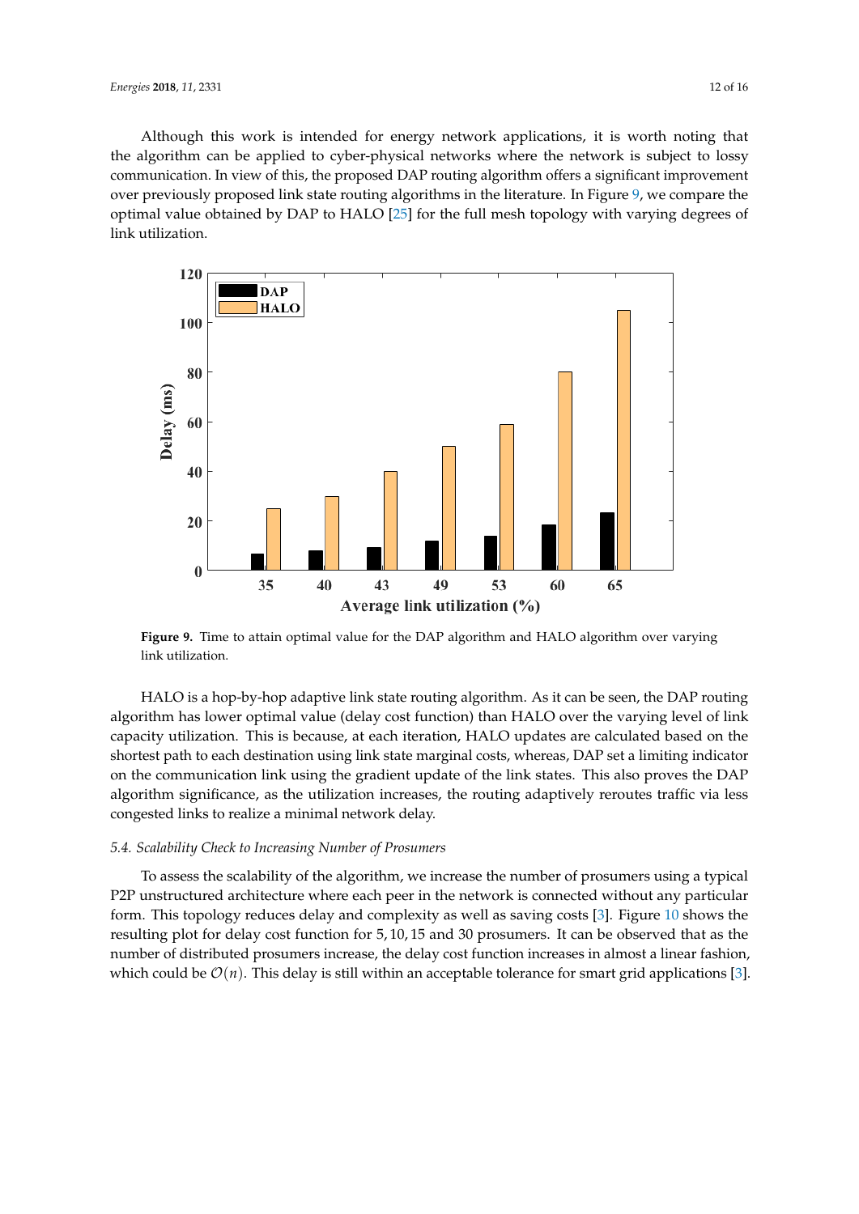Although this work is intended for energy network applications, it is worth noting that the algorithm can be applied to cyber-physical networks where the network is subject to lossy communication. In view of this, the proposed DAP routing algorithm offers a significant improvement over previously proposed link state routing algorithms in the literature. In Figure 9, we compare the optimal value obtained by DAP to HALO [25] for the full mesh topology with varying degrees of link utilization.

**Figure 9.** Time to attain optimal value for the DAP algorithm and HALO algorithm over varying link utilization.

HALO is a hop-by-hop adaptive link state routing algorithm. As it can be seen, the DAP routing algorithm has lower optimal value (delay cost function) than HALO over the varying level of link capacity utilization. This is because, at each iteration, HALO updates are calculated based on the shortest path to each destination using link state marginal costs, whereas, DAP set a limiting indicator on the communication link using the gradient update of the link states. This also proves the DAP algorithm significance, as the utilization increases, the routing adaptively reroutes traffic via less congested links to realize a minimal network delay.

### *5.4. Scalability Check to Increasing Number of Prosumers*

To assess the scalability of the algorithm, we increase the number of prosumers using a typical P2P unstructured architecture where each peer in the network is connected without any particular form. This topology reduces delay and complexity as well as saving costs [3]. Figure 10 shows the resulting plot for delay cost function for 5, 10, 15 and 30 prosumers. It can be observed that as the number of distributed prosumers increase, the delay cost function increases in almost a linear fashion, which could be $\mathcal{O}(n)$. This delay is still within an acceptable tolerance for smart grid applications [3].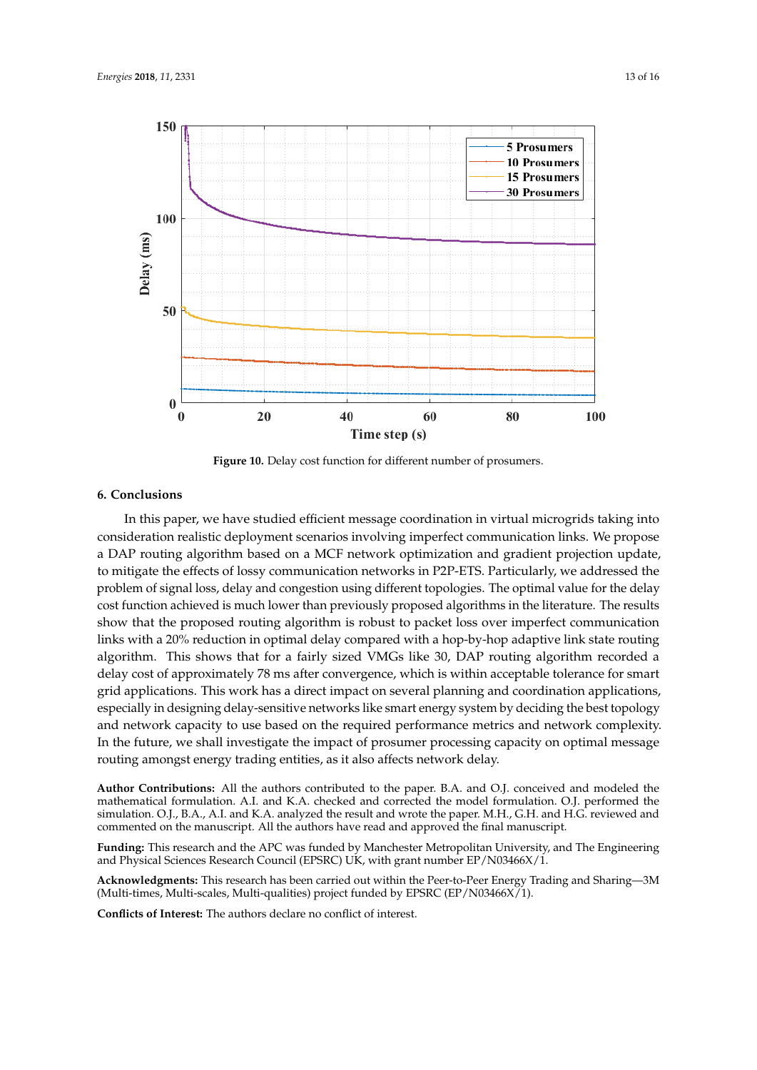150

100

50

0

Delay (ms)

0 20 40 60 80 100

Time step (s)

5 Prosumers
10 Prosumers
15 Prosumers
30 Prosumers

**Figure 10.** Delay cost function for different number of prosumers.

## 6. Conclusions

In this paper, we have studied efficient message coordination in virtual microgrids taking into consideration realistic deployment scenarios involving imperfect communication links. We propose a DAP routing algorithm based on a MCF network optimization and gradient projection update, to mitigate the effects of lossy communication networks in P2P-ETS. Particularly, we addressed the problem of signal loss, delay and congestion using different topologies. The optimal value for the delay cost function achieved is much lower than previously proposed algorithms in the literature. The results show that the proposed routing algorithm is robust to packet loss over imperfect communication links with a 20% reduction in optimal delay compared with a hop-by-hop adaptive link state routing algorithm. This shows that for a fairly sized VMGs like 30, DAP routing algorithm recorded a delay cost of approximately 78 ms after convergence, which is within acceptable tolerance for smart grid applications. This work has a direct impact on several planning and coordination applications, especially in designing delay-sensitive networks like smart energy system by deciding the best topology and network capacity to use based on the required performance metrics and network complexity. In the future, we shall investigate the impact of prosumer processing capacity on optimal message routing amongst energy trading entities, as it also affects network delay.

**Author Contributions:** All the authors contributed to the paper. B.A. and O.J. conceived and modeled the mathematical formulation. A.I. and K.A. checked and corrected the model formulation. O.J. performed the simulation. O.J., B.A., A.I. and K.A. analyzed the result and wrote the paper. M.H., G.H. and H.G. reviewed and commented on the manuscript. All the authors have read and approved the final manuscript.

**Funding:** This research and the APC was funded by Manchester Metropolitan University, and The Engineering and Physical Sciences Research Council (EPSRC) UK, with grant number EP/N03466X/1.

**Acknowledgments:** This research has been carried out within the Peer-to-Peer Energy Trading and Sharing—3M (Multi-times, Multi-scales, Multi-qualities) project funded by EPSRC (EP/N03466X/1).

**Conflicts of Interest:** The authors declare no conflict of interest.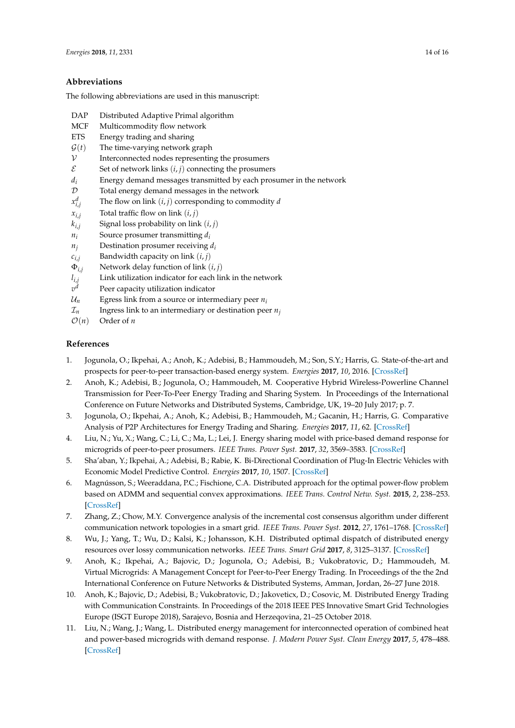## Abbreviations

The following abbreviations are used in this manuscript:

| | |
|---|---|
| DAP | Distributed Adaptive Primal algorithm |
| MCF | Multicommodity flow network |
| ETS | Energy trading and sharing |
| $\mathcal{G}(t)$ | The time-varying network graph |
| $\mathcal{V}$ | Interconnected nodes representing the prosumers |
| $\mathcal{E}$ | Set of network links $(i,j)$ connecting the prosumers |
| $d_i$ | Energy demand messages transmitted by each prosumer in the network |
| $\mathcal{D}$ | Total energy demand messages in the network |
| $x_{i,j}^d$ | The flow on link $(i,j)$ corresponding to commodity $d$ |
| $x_{i,j}$ | Total traffic flow on link $(i,j)$ |
| $k_{i,j}$ | Signal loss probability on link $(i,j)$ |
| $n_i$ | Source prosumer transmitting $d_i$ |
| $n_j$ | Destination prosumer receiving $d_i$ |
| $c_{i,j}$ | Bandwidth capacity on link $(i,j)$ |
| $\Phi_{i,j}$ | Network delay function of link $(i,j)$ |
| $l_{i,j}$ | Link utilization indicator for each link in the network |
| $v^d$ | Peer capacity utilization indicator |
| $\mathcal{U}_n$ | Egress link from a source or intermediary peer $n_i$ |
| $\mathcal{I}_n$ | Ingress link to an intermediary or destination peer $n_j$ |
| $\mathcal{O}(n)$ | Order of $n$ |

## References

1. Jogunola, O.; Ikpehai, A.; Anoh, K.; Adebisi, B.; Hammoudeh, M.; Son, S.Y.; Harris, G. State-of-the-art and prospects for peer-to-peer transaction-based energy system. *Energies* **2017**, *10*, 2016. [CrossRef]
2. Anoh, K.; Adebisi, B.; Jogunola, O.; Hammoudeh, M. Cooperative Hybrid Wireless-Powerline Channel Transmission for Peer-To-Peer Energy Trading and Sharing System. In Proceedings of the International Conference on Future Networks and Distributed Systems, Cambridge, UK, 19–20 July 2017; p. 7.
3. Jogunola, O.; Ikpehai, A.; Anoh, K.; Adebisi, B.; Hammoudeh, M.; Gacanin, H.; Harris, G. Comparative Analysis of P2P Architectures for Energy Trading and Sharing. *Energies* **2017**, *11*, 62. [CrossRef]
4. Liu, N.; Yu, X.; Wang, C.; Li, C.; Ma, L.; Lei, J. Energy sharing model with price-based demand response for microgrids of peer-to-peer prosumers. *IEEE Trans. Power Syst.* **2017**, *32*, 3569–3583. [CrossRef]
5. Sha'aban, Y.; Ikpehai, A.; Adebisi, B.; Rabie, K. Bi-Directional Coordination of Plug-In Electric Vehicles with Economic Model Predictive Control. *Energies* **2017**, *10*, 1507. [CrossRef]
6. Magnússon, S.; Weeraddana, P.C.; Fischione, C.A. Distributed approach for the optimal power-flow problem based on ADMM and sequential convex approximations. *IEEE Trans. Control Netw. Syst.* **2015**, *2*, 238–253. [CrossRef]
7. Zhang, Z.; Chow, M.Y. Convergence analysis of the incremental cost consensus algorithm under different communication network topologies in a smart grid. *IEEE Trans. Power Syst.* **2012**, *27*, 1761–1768. [CrossRef]
8. Wu, J.; Yang, T.; Wu, D.; Kalsi, K.; Johansson, K.H. Distributed optimal dispatch of distributed energy resources over lossy communication networks. *IEEE Trans. Smart Grid* **2017**, *8*, 3125–3137. [CrossRef]
9. Anoh, K.; Ikpehai, A.; Bajovic, D.; Jogunola, O.; Adebisi, B.; Vukobratovic, D.; Hammoudeh, M. Virtual Microgrids: A Management Concept for Peer-to-Peer Energy Trading. In Proceedings of the the 2nd International Conference on Future Networks & Distributed Systems, Amman, Jordan, 26–27 June 2018.
10. Anoh, K.; Bajovic, D.; Adebisi, B.; Vukobratovic, D.; Jakovetic, D.; Cosovic, M. Distributed Energy Trading with Communication Constraints. In Proceedings of the 2018 IEEE PES Innovative Smart Grid Technologies Europe (ISGT Europe 2018), Sarajevo, Bosnia and Herzeqovina, 21–25 October 2018.
11. Liu, N.; Wang, J.; Wang, L. Distributed energy management for interconnected operation of combined heat and power-based microgrids with demand response. *J. Modern Power Syst. Clean Energy* **2017**, *5*, 478–488. [CrossRef]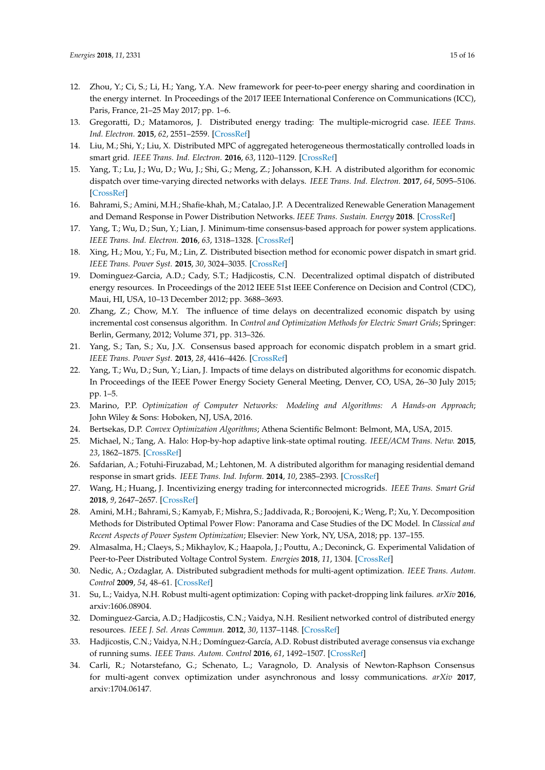12. Zhou, Y.; Ci, S.; Li, H.; Yang, Y.A. New framework for peer-to-peer energy sharing and coordination in the energy internet. In Proceedings of the 2017 IEEE International Conference on Communications (ICC), Paris, France, 21–25 May 2017; pp. 1–6.
13. Gregoratti, D.; Matamoros, J. Distributed energy trading: The multiple-microgrid case. *IEEE Trans. Ind. Electron.* **2015**, *62*, 2551–2559. [CrossRef]
14. Liu, M.; Shi, Y.; Liu, X. Distributed MPC of aggregated heterogeneous thermostatically controlled loads in smart grid. *IEEE Trans. Ind. Electron.* **2016**, *63*, 1120–1129. [CrossRef]
15. Yang, T.; Lu, J.; Wu, D.; Wu, J.; Shi, G.; Meng, Z.; Johansson, K.H. A distributed algorithm for economic dispatch over time-varying directed networks with delays. *IEEE Trans. Ind. Electron.* **2017**, *64*, 5095–5106. [CrossRef]
16. Bahrami, S.; Amini, M.H.; Shafie-khah, M.; Catalao, J.P. A Decentralized Renewable Generation Management and Demand Response in Power Distribution Networks. *IEEE Trans. Sustain. Energy* **2018**. [CrossRef]
17. Yang, T.; Wu, D.; Sun, Y.; Lian, J. Minimum-time consensus-based approach for power system applications. *IEEE Trans. Ind. Electron.* **2016**, *63*, 1318–1328. [CrossRef]
18. Xing, H.; Mou, Y.; Fu, M.; Lin, Z. Distributed bisection method for economic power dispatch in smart grid. *IEEE Trans. Power Syst.* **2015**, *30*, 3024–3035. [CrossRef]
19. Dominguez-Garcia, A.D.; Cady, S.T.; Hadjicostis, C.N. Decentralized optimal dispatch of distributed energy resources. In Proceedings of the 2012 IEEE 51st IEEE Conference on Decision and Control (CDC), Maui, HI, USA, 10–13 December 2012; pp. 3688–3693.
20. Zhang, Z.; Chow, M.Y. The influence of time delays on decentralized economic dispatch by using incremental cost consensus algorithm. In *Control and Optimization Methods for Electric Smart Grids*; Springer: Berlin, Germany, 2012; Volume 371, pp. 313–326.
21. Yang, S.; Tan, S.; Xu, J.X. Consensus based approach for economic dispatch problem in a smart grid. *IEEE Trans. Power Syst.* **2013**, *28*, 4416–4426. [CrossRef]
22. Yang, T.; Wu, D.; Sun, Y.; Lian, J. Impacts of time delays on distributed algorithms for economic dispatch. In Proceedings of the IEEE Power Energy Society General Meeting, Denver, CO, USA, 26–30 July 2015; pp. 1–5.
23. Marino, P.P. *Optimization of Computer Networks: Modeling and Algorithms: A Hands-on Approach*; John Wiley & Sons: Hoboken, NJ, USA, 2016.
24. Bertsekas, D.P. *Convex Optimization Algorithms*; Athena Scientific Belmont: Belmont, MA, USA, 2015.
25. Michael, N.; Tang, A. Halo: Hop-by-hop adaptive link-state optimal routing. *IEEE/ACM Trans. Netw.* **2015**, *23*, 1862–1875. [CrossRef]
26. Safdarian, A.; Fotuhi-Firuzabad, M.; Lehtonen, M. A distributed algorithm for managing residential demand response in smart grids. *IEEE Trans. Ind. Inform.* **2014**, *10*, 2385–2393. [CrossRef]
27. Wang, H.; Huang, J. Incentivizing energy trading for interconnected microgrids. *IEEE Trans. Smart Grid* **2018**, *9*, 2647–2657. [CrossRef]
28. Amini, M.H.; Bahrami, S.; Kamyab, F.; Mishra, S.; Jaddivada, R.; Boroojeni, K.; Weng, P.; Xu, Y. Decomposition Methods for Distributed Optimal Power Flow: Panorama and Case Studies of the DC Model. In *Classical and Recent Aspects of Power System Optimization*; Elsevier: New York, NY, USA, 2018; pp. 137–155.
29. Almasalma, H.; Claeys, S.; Mikhaylov, K.; Haapola, J.; Pouttu, A.; Deconinck, G. Experimental Validation of Peer-to-Peer Distributed Voltage Control System. *Energies* **2018**, *11*, 1304. [CrossRef]
30. Nedic, A.; Ozdaglar, A. Distributed subgradient methods for multi-agent optimization. *IEEE Trans. Autom. Control* **2009**, *54*, 48–61. [CrossRef]
31. Su, L.; Vaidya, N.H. Robust multi-agent optimization: Coping with packet-dropping link failures. *arXiv* **2016**, arxiv:1606.08904.
32. Dominguez-Garcia, A.D.; Hadjicostis, C.N.; Vaidya, N.H. Resilient networked control of distributed energy resources. *IEEE J. Sel. Areas Commun.* **2012**, *30*, 1137–1148. [CrossRef]
33. Hadjicostis, C.N.; Vaidya, N.H.; Domínguez-García, A.D. Robust distributed average consensus via exchange of running sums. *IEEE Trans. Autom. Control* **2016**, *61*, 1492–1507. [CrossRef]
34. Carli, R.; Notarstefano, G.; Schenato, L.; Varagnolo, D. Analysis of Newton-Raphson Consensus for multi-agent convex optimization under asynchronous and lossy communications. *arXiv* **2017**, arxiv:1704.06147.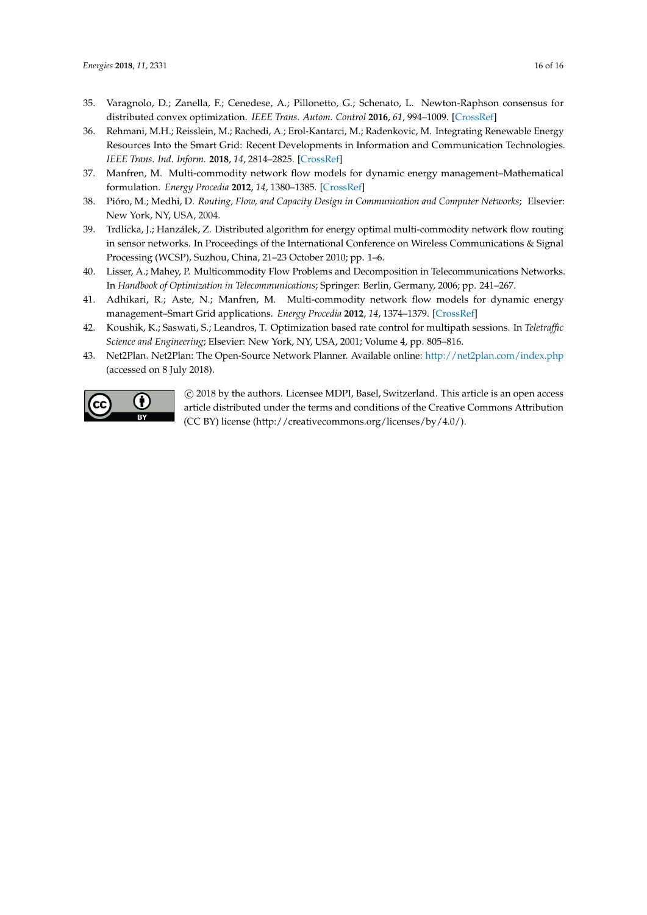35. Varagnolo, D.; Zanella, F.; Cenedese, A.; Pillonetto, G.; Schenato, L. Newton-Raphson consensus for distributed convex optimization. *IEEE Trans. Autom. Control* **2016**, *61*, 994–1009. [CrossRef]
36. Rehmani, M.H.; Reisslein, M.; Rachedi, A.; Erol-Kantarci, M.; Radenkovic, M. Integrating Renewable Energy Resources Into the Smart Grid: Recent Developments in Information and Communication Technologies. *IEEE Trans. Ind. Inform.* **2018**, *14*, 2814–2825. [CrossRef]
37. Manfren, M. Multi-commodity network flow models for dynamic energy management–Mathematical formulation. *Energy Procedia* **2012**, *14*, 1380–1385. [CrossRef]
38. Pióro, M.; Medhi, D. *Routing, Flow, and Capacity Design in Communication and Computer Networks*; Elsevier: New York, NY, USA, 2004.
39. Trdlicka, J.; Hanzálek, Z. Distributed algorithm for energy optimal multi-commodity network flow routing in sensor networks. In Proceedings of the International Conference on Wireless Communications & Signal Processing (WCSP), Suzhou, China, 21–23 October 2010; pp. 1–6.
40. Lisser, A.; Mahey, P. Multicommodity Flow Problems and Decomposition in Telecommunications Networks. In *Handbook of Optimization in Telecommunications*; Springer: Berlin, Germany, 2006; pp. 241–267.
41. Adhikari, R.; Aste, N.; Manfren, M. Multi-commodity network flow models for dynamic energy management–Smart Grid applications. *Energy Procedia* **2012**, *14*, 1374–1379. [CrossRef]
42. Koushik, K.; Saswati, S.; Leandros, T. Optimization based rate control for multipath sessions. In *Teletraffic Science and Engineering*; Elsevier: New York, NY, USA, 2001; Volume 4, pp. 805–816.
43. Net2Plan. Net2Plan: The Open-Source Network Planner. Available online: http://net2plan.com/index.php (accessed on 8 July 2018).

© 2018 by the authors. Licensee MDPI, Basel, Switzerland. This article is an open access article distributed under the terms and conditions of the Creative Commons Attribution (CC BY) license (http://creativecommons.org/licenses/by/4.0/).